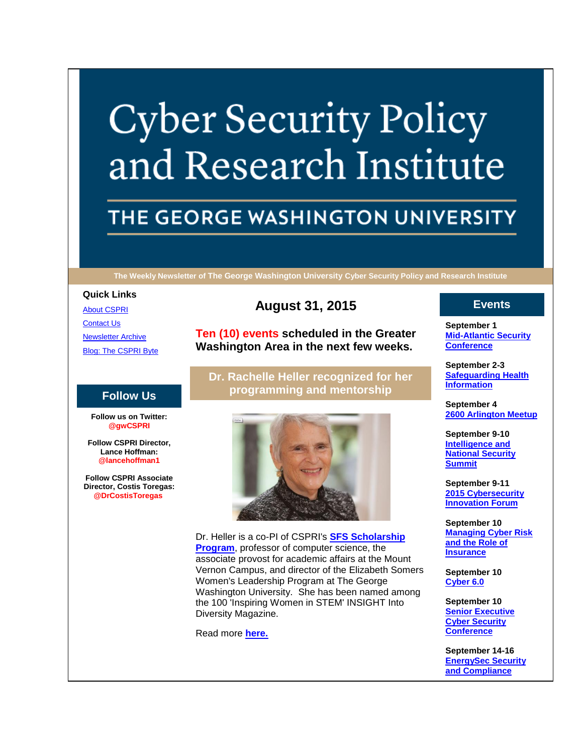# Cyber Security Policy and Research Institute

## THE GEORGE WASHINGTON UNIVERSITY

**The Weekly Newsletter of The George Washington University Cyber Security Policy and Research Institute**

## August 31, 2015

**Ten (10) events scheduled in the Greater Washington Area in the next few weeks.**

### Dr. Rachelle Heller recognized for her programming and mentorship

Dr. Heller is a co-PI of CSPRI's **SFS Scholarship Program**, professor of computer science, the associate provost for academic affairs at the Mount Vernon Campus, and director of the Elizabeth Somers Women's Leadership Program at The George Washington University. She has been named among the 100 'Inspiring Women in STEM' INSIGHT Into Diversity Magazine.

Read more **here.**

### Quick Links

- About CSPRI
- Contact Us
- Newsletter Archive
- Blog: The CSPRI Byte

### Follow Us

**Follow us on Twitter:**
**@gwCSPRI**

**Follow CSPRI Director, Lance Hoffman:**
**@lancehoffman1**

**Follow CSPRI Associate Director, Costis Toregas:**
**@DrCostisToregas**

### Events

**September 1**
**Mid-Atlantic Security Conference**

**September 2-3**
**Safeguarding Health Information**

**September 4**
**2600 Arlington Meetup**

**September 9-10**
**Intelligence and National Security Summit**

**September 9-11**
**2015 Cybersecurity Innovation Forum**

**September 10**
**Managing Cyber Risk and the Role of Insurance**

**September 10**
**Cyber 6.0**

**September 10**
**Senior Executive Cyber Security Conference**

**September 14-16**
**EnergySec Security and Compliance**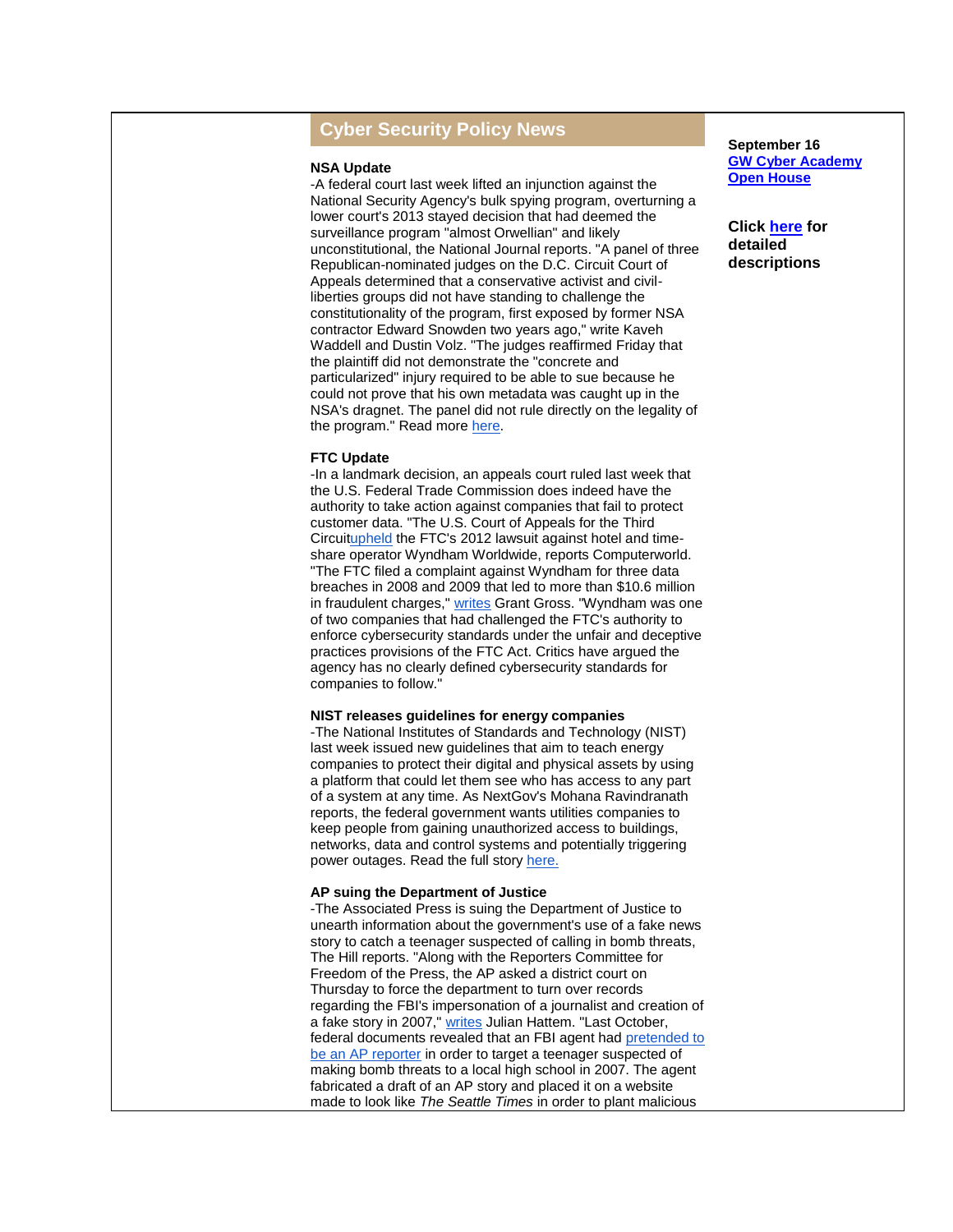## Cyber Security Policy News

**NSA Update**

-A federal court last week lifted an injunction against the National Security Agency's bulk spying program, overturning a lower court's 2013 stayed decision that had deemed the surveillance program "almost Orwellian" and likely unconstitutional, the National Journal reports. "A panel of three Republican-nominated judges on the D.C. Circuit Court of Appeals determined that a conservative activist and civil-liberties groups did not have standing to challenge the constitutionality of the program, first exposed by former NSA contractor Edward Snowden two years ago," write Kaveh Waddell and Dustin Volz. "The judges reaffirmed Friday that the plaintiff did not demonstrate the "concrete and particularized" injury required to be able to sue because he could not prove that his own metadata was caught up in the NSA's dragnet. The panel did not rule directly on the legality of the program." Read more here.

**FTC Update**

-In a landmark decision, an appeals court ruled last week that the U.S. Federal Trade Commission does indeed have the authority to take action against companies that fail to protect customer data. "The U.S. Court of Appeals for the Third Circuitupheld the FTC's 2012 lawsuit against hotel and time-share operator Wyndham Worldwide, reports Computerworld. "The FTC filed a complaint against Wyndham for three data breaches in 2008 and 2009 that led to more than $10.6 million in fraudulent charges," writes Grant Gross. "Wyndham was one of two companies that had challenged the FTC's authority to enforce cybersecurity standards under the unfair and deceptive practices provisions of the FTC Act. Critics have argued the agency has no clearly defined cybersecurity standards for companies to follow."

**NIST releases guidelines for energy companies**

-The National Institutes of Standards and Technology (NIST) last week issued new guidelines that aim to teach energy companies to protect their digital and physical assets by using a platform that could let them see who has access to any part of a system at any time. As NextGov's Mohana Ravindranath reports, the federal government wants utilities companies to keep people from gaining unauthorized access to buildings, networks, data and control systems and potentially triggering power outages. Read the full story here.

**AP suing the Department of Justice**

-The Associated Press is suing the Department of Justice to unearth information about the government's use of a fake news story to catch a teenager suspected of calling in bomb threats, The Hill reports. "Along with the Reporters Committee for Freedom of the Press, the AP asked a district court on Thursday to force the department to turn over records regarding the FBI's impersonation of a journalist and creation of a fake story in 2007," writes Julian Hattem. "Last October, federal documents revealed that an FBI agent had pretended to be an AP reporter in order to target a teenager suspected of making bomb threats to a local high school in 2007. The agent fabricated a draft of an AP story and placed it on a website made to look like *The Seattle Times* in order to plant malicious

**September 16**
**GW Cyber Academy Open House**

**Click here for detailed descriptions**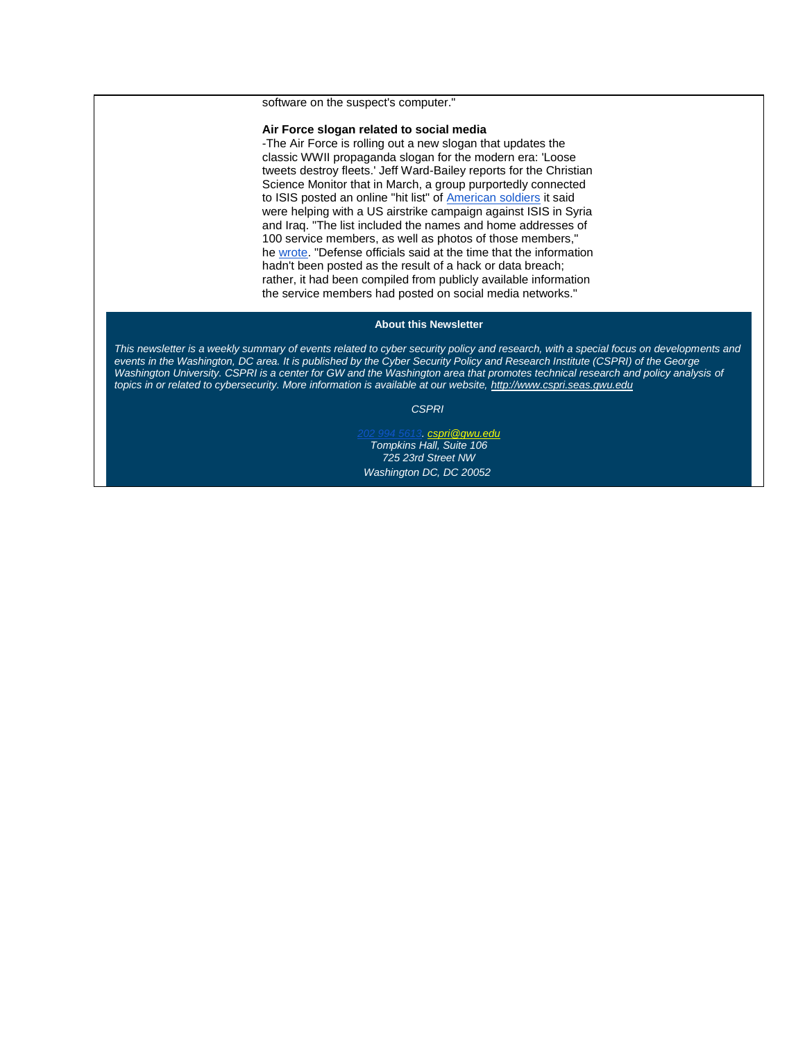software on the suspect's computer."

**Air Force slogan related to social media**

-The Air Force is rolling out a new slogan that updates the classic WWII propaganda slogan for the modern era: 'Loose tweets destroy fleets.' Jeff Ward-Bailey reports for the Christian Science Monitor that in March, a group purportedly connected to ISIS posted an online "hit list" of American soldiers it said were helping with a US airstrike campaign against ISIS in Syria and Iraq. "The list included the names and home addresses of 100 service members, as well as photos of those members," he wrote. "Defense officials said at the time that the information hadn't been posted as the result of a hack or data breach; rather, it had been compiled from publicly available information the service members had posted on social media networks."

**About this Newsletter**

*This newsletter is a weekly summary of events related to cyber security policy and research, with a special focus on developments and events in the Washington, DC area. It is published by the Cyber Security Policy and Research Institute (CSPRI) of the George Washington University. CSPRI is a center for GW and the Washington area that promotes technical research and policy analysis of topics in or related to cybersecurity. More information is available at our website, http://www.cspri.seas.gwu.edu*

*CSPRI*

*202 994 5613, cspri@gwu.edu*
*Tompkins Hall, Suite 106*
*725 23rd Street NW*
*Washington DC, DC 20052*